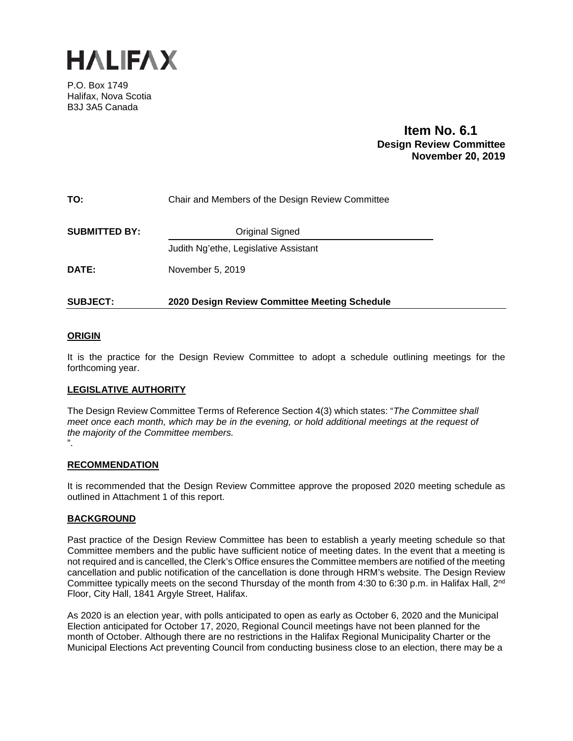# HALIFAX

P.O. Box 1749
Halifax, Nova Scotia
B3J 3A5 Canada

**Item No. 6.1**
**Design Review Committee**
**November 20, 2019**

| | |
|---|---|
| **TO:** | Chair and Members of the Design Review Committee |
| **SUBMITTED BY:** | Original Signed |
| | Judith Ng'ethe, Legislative Assistant |
| **DATE:** | November 5, 2019 |
| **SUBJECT:** | **2020 Design Review Committee Meeting Schedule** |

## ORIGIN

It is the practice for the Design Review Committee to adopt a schedule outlining meetings for the forthcoming year.

## LEGISLATIVE AUTHORITY

The Design Review Committee Terms of Reference Section 4(3) which states: "*The Committee shall meet once each month, which may be in the evening, or hold additional meetings at the request of the majority of the Committee members.*
".

## RECOMMENDATION

It is recommended that the Design Review Committee approve the proposed 2020 meeting schedule as outlined in Attachment 1 of this report.

## BACKGROUND

Past practice of the Design Review Committee has been to establish a yearly meeting schedule so that Committee members and the public have sufficient notice of meeting dates. In the event that a meeting is not required and is cancelled, the Clerk's Office ensures the Committee members are notified of the meeting cancellation and public notification of the cancellation is done through HRM's website. The Design Review Committee typically meets on the second Thursday of the month from 4:30 to 6:30 p.m. in Halifax Hall, 2nd Floor, City Hall, 1841 Argyle Street, Halifax.

As 2020 is an election year, with polls anticipated to open as early as October 6, 2020 and the Municipal Election anticipated for October 17, 2020, Regional Council meetings have not been planned for the month of October. Although there are no restrictions in the Halifax Regional Municipality Charter or the Municipal Elections Act preventing Council from conducting business close to an election, there may be a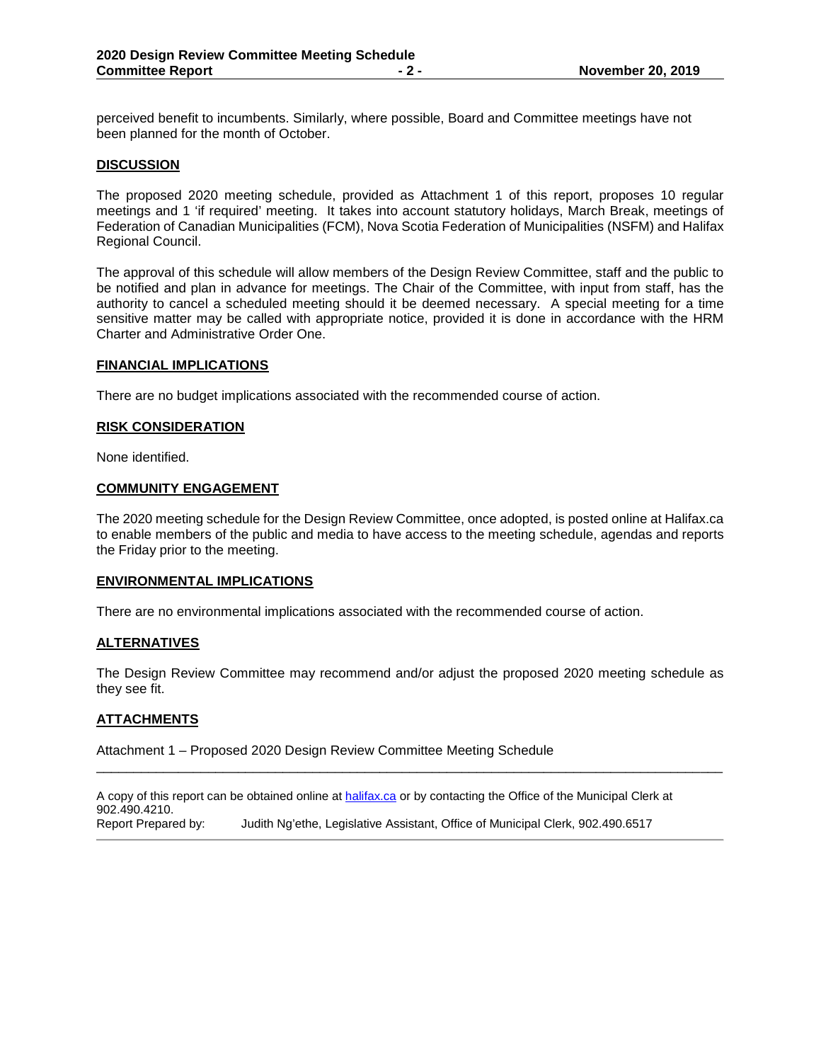perceived benefit to incumbents. Similarly, where possible, Board and Committee meetings have not been planned for the month of October.

## DISCUSSION

The proposed 2020 meeting schedule, provided as Attachment 1 of this report, proposes 10 regular meetings and 1 'if required' meeting. It takes into account statutory holidays, March Break, meetings of Federation of Canadian Municipalities (FCM), Nova Scotia Federation of Municipalities (NSFM) and Halifax Regional Council.

The approval of this schedule will allow members of the Design Review Committee, staff and the public to be notified and plan in advance for meetings. The Chair of the Committee, with input from staff, has the authority to cancel a scheduled meeting should it be deemed necessary. A special meeting for a time sensitive matter may be called with appropriate notice, provided it is done in accordance with the HRM Charter and Administrative Order One.

## FINANCIAL IMPLICATIONS

There are no budget implications associated with the recommended course of action.

## RISK CONSIDERATION

None identified.

## COMMUNITY ENGAGEMENT

The 2020 meeting schedule for the Design Review Committee, once adopted, is posted online at Halifax.ca to enable members of the public and media to have access to the meeting schedule, agendas and reports the Friday prior to the meeting.

## ENVIRONMENTAL IMPLICATIONS

There are no environmental implications associated with the recommended course of action.

## ALTERNATIVES

The Design Review Committee may recommend and/or adjust the proposed 2020 meeting schedule as they see fit.

## ATTACHMENTS

Attachment 1 – Proposed 2020 Design Review Committee Meeting Schedule

---

A copy of this report can be obtained online at halifax.ca or by contacting the Office of the Municipal Clerk at 902.490.4210.

Report Prepared by: Judith Ng'ethe, Legislative Assistant, Office of Municipal Clerk, 902.490.6517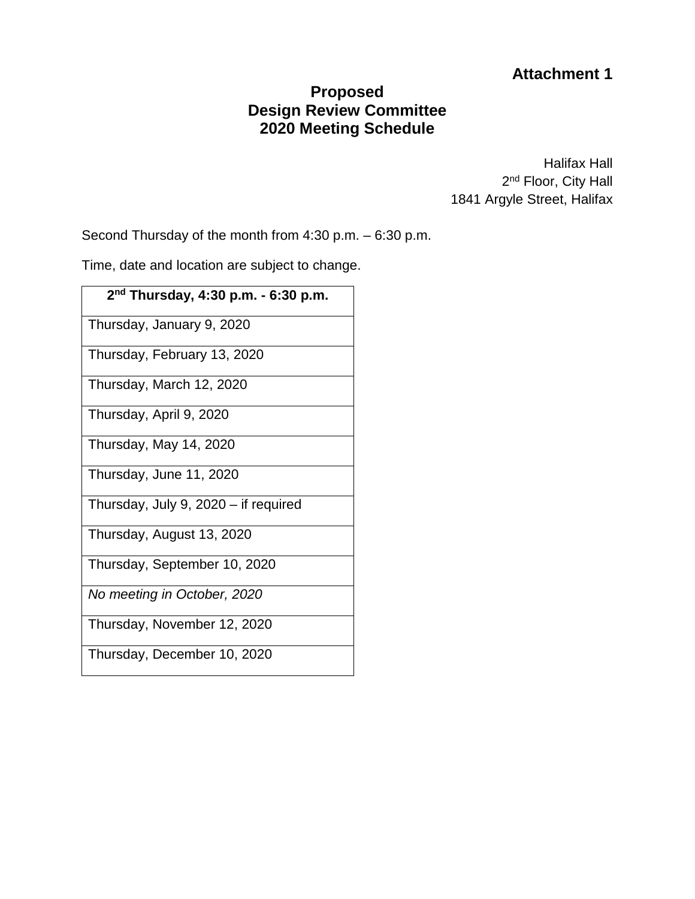**Attachment 1**

# Proposed
# Design Review Committee
# 2020 Meeting Schedule

Halifax Hall
2nd Floor, City Hall
1841 Argyle Street, Halifax

Second Thursday of the month from 4:30 p.m. – 6:30 p.m.

Time, date and location are subject to change.

| **2nd Thursday, 4:30 p.m. - 6:30 p.m.** |
|---|
| Thursday, January 9, 2020 |
| Thursday, February 13, 2020 |
| Thursday, March 12, 2020 |
| Thursday, April 9, 2020 |
| Thursday, May 14, 2020 |
| Thursday, June 11, 2020 |
| Thursday, July 9, 2020 – if required |
| Thursday, August 13, 2020 |
| Thursday, September 10, 2020 |
| *No meeting in October, 2020* |
| Thursday, November 12, 2020 |
| Thursday, December 10, 2020 |